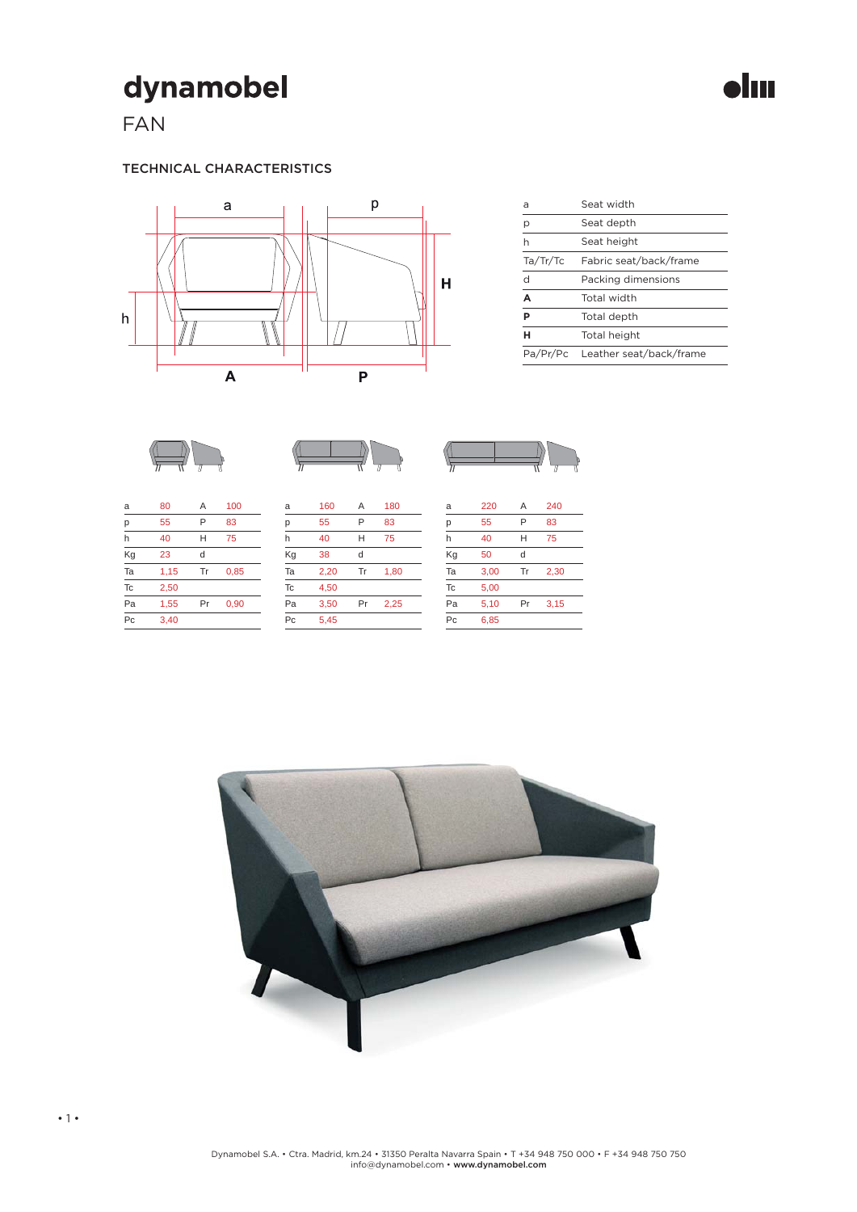# dynamobel

FAN

## TECHNICAL CHARACTERISTICS

| | |
|---|---|
| a | Seat width |
| p | Seat depth |
| h | Seat height |
| Ta/Tr/Tc | Fabric seat/back/frame |
| d | Packing dimensions |
| **A** | Total width |
| **P** | Total depth |
| **H** | Total height |
| Pa/Pr/Pc | Leather seat/back/frame |

| | | | |
|---|---|---|---|
| a | 80 | A | 100 |
| p | 55 | P | 83 |
| h | 40 | H | 75 |
| Kg | 23 | d | |
| Ta | 1,15 | Tr | 0,85 |
| Tc | 2,50 | | |
| Pa | 1,55 | Pr | 0,90 |
| Pc | 3,40 | | |

| | | | |
|---|---|---|---|
| a | 160 | A | 180 |
| p | 55 | P | 83 |
| h | 40 | H | 75 |
| Kg | 38 | d | |
| Ta | 2,20 | Tr | 1,80 |
| Tc | 4,50 | | |
| Pa | 3,50 | Pr | 2,25 |
| Pc | 5,45 | | |

| | | | |
|---|---|---|---|
| a | 220 | A | 240 |
| p | 55 | P | 83 |
| h | 40 | H | 75 |
| Kg | 50 | d | |
| Ta | 3,00 | Tr | 2,30 |
| Tc | 5,00 | | |
| Pa | 5,10 | Pr | 3,15 |
| Pc | 6,85 | | |

Dynamobel S.A. • Ctra. Madrid, km.24 • 31350 Peralta Navarra Spain • T +34 948 750 000 • F +34 948 750 750
info@dynamobel.com • **www.dynamobel.com**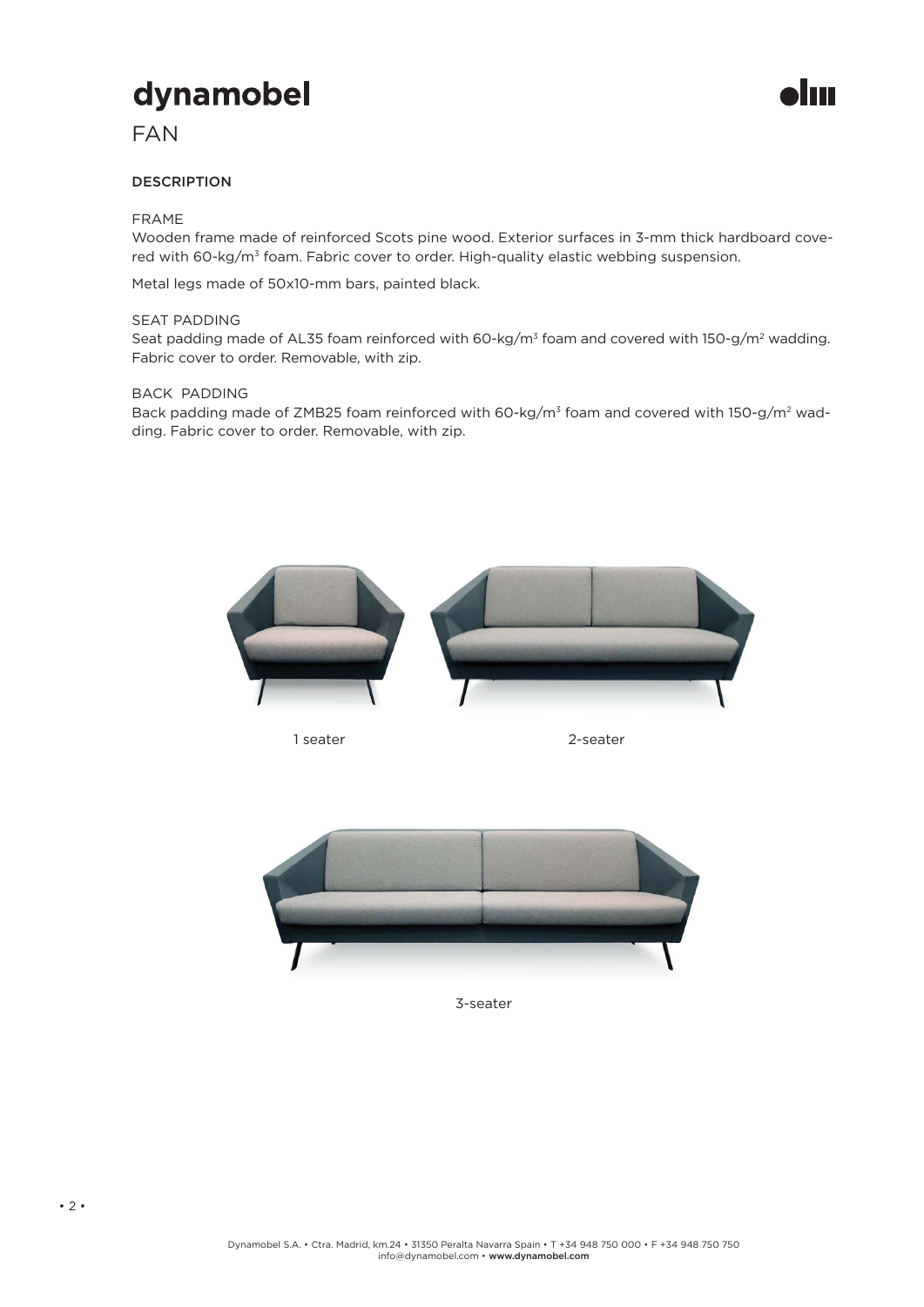# dynamobel

## FAN

### DESCRIPTION

FRAME

Wooden frame made of reinforced Scots pine wood. Exterior surfaces in 3-mm thick hardboard covered with 60-kg/m³ foam. Fabric cover to order. High-quality elastic webbing suspension.

Metal legs made of 50x10-mm bars, painted black.

SEAT PADDING

Seat padding made of AL35 foam reinforced with 60-kg/m³ foam and covered with 150-g/m² wadding. Fabric cover to order. Removable, with zip.

BACK PADDING

Back padding made of ZMB25 foam reinforced with 60-kg/m³ foam and covered with 150-g/m² wadding. Fabric cover to order. Removable, with zip.

1 seater

2-seater

3-seater

Dynamobel S.A. • Ctra. Madrid, km.24 • 31350 Peralta Navarra Spain • T +34 948 750 000 • F +34 948 750 750
info@dynamobel.com • www.dynamobel.com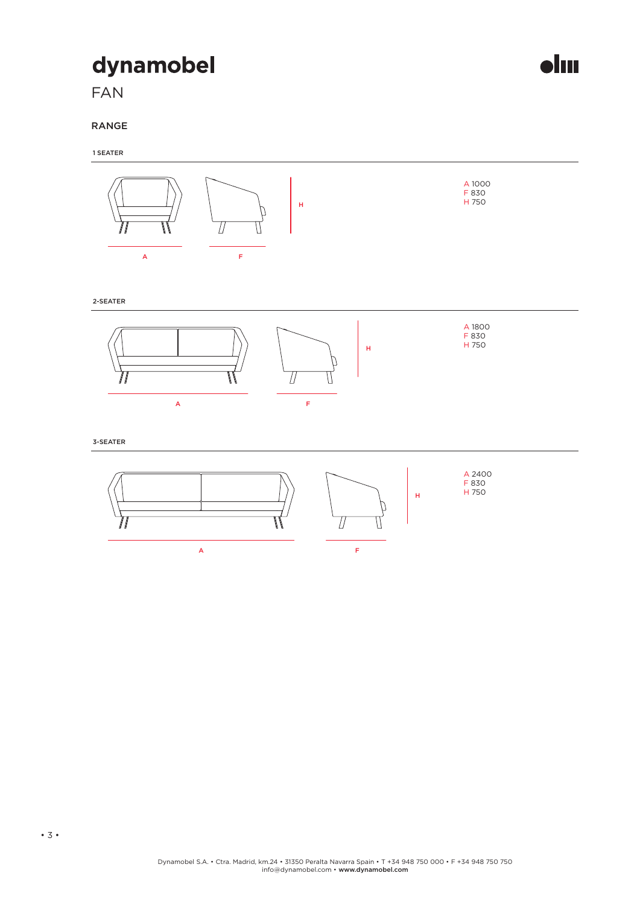# dynamobel

FAN

## RANGE

### 1 SEATER

H

A

F

A 1000
F 830
H 750

### 2-SEATER

H

A

F

A 1800
F 830
H 750

### 3-SEATER

H

A

F

A 2400
F 830
H 750

Dynamobel S.A. • Ctra. Madrid, km.24 • 31350 Peralta Navarra Spain • T +34 948 750 000 • F +34 948 750 750
info@dynamobel.com • **www.dynamobel.com**